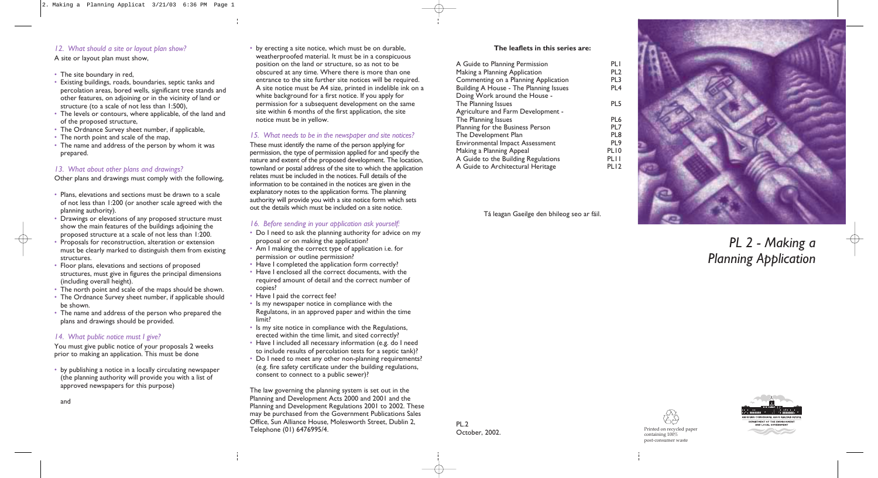### *12. What should a site or layout plan show?*

A site or layout plan must show,

- The site boundary in red,
- Existing buildings, roads, boundaries, septic tanks and percolation areas, bored wells, significant tree stands and other features, on adjoining or in the vicinity of land or structure (to a scale of not less than 1:500),
- The levels or contours, where applicable, of the land and of the proposed structure,
- The Ordnance Survey sheet number, if applicable,
- The north point and scale of the map,
- The name and address of the person by whom it was prepared.

### *13. What about other plans and drawings?*

Other plans and drawings must comply with the following,

- Plans, elevations and sections must be drawn to a scale of not less than 1:200 (or another scale agreed with the planning authority).
- Drawings or elevations of any proposed structure must show the main features of the buildings adjoining the proposed structure at a scale of not less than 1:200.
- Proposals for reconstruction, alteration or extension must be clearly marked to distinguish them from existing structures.
- Floor plans, elevations and sections of proposed structures, must give in figures the principal dimensions (including overall height).
- The north point and scale of the maps should be shown.
- The Ordnance Survey sheet number, if applicable should be shown.
- The name and address of the person who prepared the plans and drawings should be provided.

### *14. What public notice must I give?*

You must give public notice of your proposals 2 weeks prior to making an application. This must be done

- by publishing a notice in a locally circulating newspaper (the planning authority will provide you with a list of approved newspapers for this purpose)

and

- by erecting a site notice, which must be on durable, weatherproofed material. It must be in a conspicuous position on the land or structure, so as not to be obscured at any time. Where there is more than one entrance to the site further site notices will be required. A site notice must be A4 size, printed in indelible ink on a white background for a first notice. If you apply for permission for a subsequent development on the same site within 6 months of the first application, the site notice must be in yellow.

### *15. What needs to be in the newspaper and site notices?*

These must identify the name of the person applying for permission, the type of permission applied for and specify the nature and extent of the proposed development. The location, townland or postal address of the site to which the application relates must be included in the notices. Full details of the information to be contained in the notices are given in the explanatory notes to the application forms. The planning authority will provide you with a site notice form which sets out the details which must be included on a site notice.

### *16. Before sending in your application ask yourself:*

- Do I need to ask the planning authority for advice on my proposal or on making the application?
- Am I making the correct type of application i.e. for permission or outline permission?
- Have I completed the application form correctly?
- Have I enclosed all the correct documents, with the required amount of detail and the correct number of copies?
- Have I paid the correct fee?
- Is my newspaper notice in compliance with the Regulatons, in an approved paper and within the time limit?
- Is my site notice in compliance with the Regulations, erected within the time limit, and sited correctly?
- Have I included all necessary information (e.g. do I need to include results of percolation tests for a septic tank)?
- Do I need to meet any other non-planning requirements? (e.g. fire safety certificate under the building regulations, consent to connect to a public sewer)?

The law governing the planning system is set out in the Planning and Development Acts 2000 and 2001 and the Planning and Development Regulations 2001 to 2002. These may be purchased from the Government Publications Sales Office, Sun Alliance House, Molesworth Street, Dublin 2, Telephone (01) 6476995/4.

**The leaflets in this series are:**

| | |
|---|---|
| A Guide to Planning Permission | PL1 |
| Making a Planning Application | PL2 |
| Commenting on a Planning Application | PL3 |
| Building A House - The Planning Issues | PL4 |
| Doing Work around the House - The Planning Issues | PL5 |
| Agriculture and Farm Development - The Planning Issues | PL6 |
| Planning for the Business Person | PL7 |
| The Development Plan | PL8 |
| Environmental Impact Assessment | PL9 |
| Making a Planning Appeal | PL10 |
| A Guide to the Building Regulations | PL11 |
| A Guide to Architectural Heritage | PL12 |

Tá leagan Gaeilge den bhileog seo ar fáil.

PL.2
October, 2002.

# *PL 2 - Making a Planning Application*

Printed on recycled paper containing 100% post-consumer waste

AN ROINN COMHSHAOIL AGUS RIALTAIS ÁITIÚIL
DEPARTMENT OF THE ENVIRONMENT AND LOCAL GOVERNMENT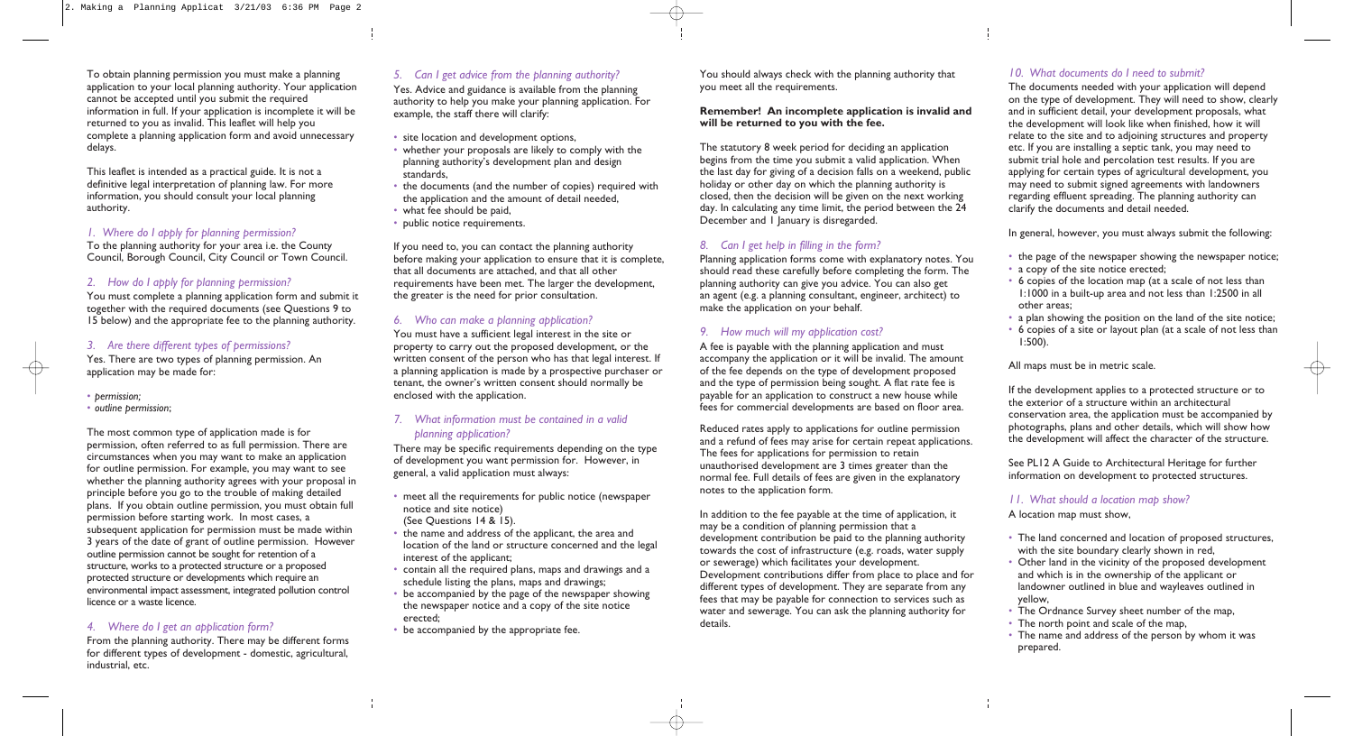To obtain planning permission you must make a planning application to your local planning authority. Your application cannot be accepted until you submit the required information in full. If your application is incomplete it will be returned to you as invalid. This leaflet will help you complete a planning application form and avoid unnecessary delays.

This leaflet is intended as a practical guide. It is not a definitive legal interpretation of planning law. For more information, you should consult your local planning authority.

### *1. Where do I apply for planning permission?*

To the planning authority for your area i.e. the County Council, Borough Council, City Council or Town Council.

### *2. How do I apply for planning permission?*

You must complete a planning application form and submit it together with the required documents (see Questions 9 to 15 below) and the appropriate fee to the planning authority.

### *3. Are there different types of permissions?*

Yes. There are two types of planning permission. An application may be made for:

- *permission;*
- *outline permission*;

The most common type of application made is for permission, often referred to as full permission. There are circumstances when you may want to make an application for outline permission. For example, you may want to see whether the planning authority agrees with your proposal in principle before you go to the trouble of making detailed plans. If you obtain outline permission, you must obtain full permission before starting work. In most cases, a subsequent application for permission must be made within 3 years of the date of grant of outline permission. However outline permission cannot be sought for retention of a structure, works to a protected structure or a proposed protected structure or developments which require an environmental impact assessment, integrated pollution control licence or a waste licence.

### *4. Where do I get an application form?*

From the planning authority. There may be different forms for different types of development - domestic, agricultural, industrial, etc.

### *5. Can I get advice from the planning authority?*

Yes. Advice and guidance is available from the planning authority to help you make your planning application. For example, the staff there will clarify:

- site location and development options,
- whether your proposals are likely to comply with the planning authority's development plan and design standards,
- the documents (and the number of copies) required with the application and the amount of detail needed,
- what fee should be paid,
- public notice requirements.

If you need to, you can contact the planning authority before making your application to ensure that it is complete, that all documents are attached, and that all other requirements have been met. The larger the development, the greater is the need for prior consultation.

### *6. Who can make a planning application?*

You must have a sufficient legal interest in the site or property to carry out the proposed development, or the written consent of the person who has that legal interest. If a planning application is made by a prospective purchaser or tenant, the owner's written consent should normally be enclosed with the application.

### *7. What information must be contained in a valid planning application?*

There may be specific requirements depending on the type of development you want permission for. However, in general, a valid application must always:

- meet all the requirements for public notice (newspaper notice and site notice)
  (See Questions 14 & 15).
- the name and address of the applicant, the area and location of the land or structure concerned and the legal interest of the applicant;
- contain all the required plans, maps and drawings and a schedule listing the plans, maps and drawings;
- be accompanied by the page of the newspaper showing the newspaper notice and a copy of the site notice erected;
- be accompanied by the appropriate fee.

You should always check with the planning authority that you meet all the requirements.

**Remember! An incomplete application is invalid and will be returned to you with the fee.**

The statutory 8 week period for deciding an application begins from the time you submit a valid application. When the last day for giving of a decision falls on a weekend, public holiday or other day on which the planning authority is closed, then the decision will be given on the next working day. In calculating any time limit, the period between the 24 December and 1 January is disregarded.

### *8. Can I get help in filling in the form?*

Planning application forms come with explanatory notes. You should read these carefully before completing the form. The planning authority can give you advice. You can also get an agent (e.g. a planning consultant, engineer, architect) to make the application on your behalf.

### *9. How much will my application cost?*

A fee is payable with the planning application and must accompany the application or it will be invalid. The amount of the fee depends on the type of development proposed and the type of permission being sought. A flat rate fee is payable for an application to construct a new house while fees for commercial developments are based on floor area.

Reduced rates apply to applications for outline permission and a refund of fees may arise for certain repeat applications. The fees for applications for permission to retain unauthorised development are 3 times greater than the normal fee. Full details of fees are given in the explanatory notes to the application form.

In addition to the fee payable at the time of application, it may be a condition of planning permission that a development contribution be paid to the planning authority towards the cost of infrastructure (e.g. roads, water supply or sewerage) which facilitates your development. Development contributions differ from place to place and for different types of development. They are separate from any fees that may be payable for connection to services such as water and sewerage. You can ask the planning authority for details.

### *10. What documents do I need to submit?*

The documents needed with your application will depend on the type of development. They will need to show, clearly and in sufficient detail, your development proposals, what the development will look like when finished, how it will relate to the site and to adjoining structures and property etc. If you are installing a septic tank, you may need to submit trial hole and percolation test results. If you are applying for certain types of agricultural development, you may need to submit signed agreements with landowners regarding effluent spreading. The planning authority can clarify the documents and detail needed.

In general, however, you must always submit the following:

- the page of the newspaper showing the newspaper notice;
- a copy of the site notice erected;
- 6 copies of the location map (at a scale of not less than 1:1000 in a built-up area and not less than 1:2500 in all other areas;
- a plan showing the position on the land of the site notice;
- 6 copies of a site or layout plan (at a scale of not less than 1:500).

All maps must be in metric scale.

If the development applies to a protected structure or to the exterior of a structure within an architectural conservation area, the application must be accompanied by photographs, plans and other details, which will show how the development will affect the character of the structure.

See PL12 A Guide to Architectural Heritage for further information on development to protected structures.

### *11. What should a location map show?*

A location map must show,

- The land concerned and location of proposed structures, with the site boundary clearly shown in red,
- Other land in the vicinity of the proposed development and which is in the ownership of the applicant or landowner outlined in blue and wayleaves outlined in yellow,
- The Ordnance Survey sheet number of the map,
- The north point and scale of the map,
- The name and address of the person by whom it was prepared.